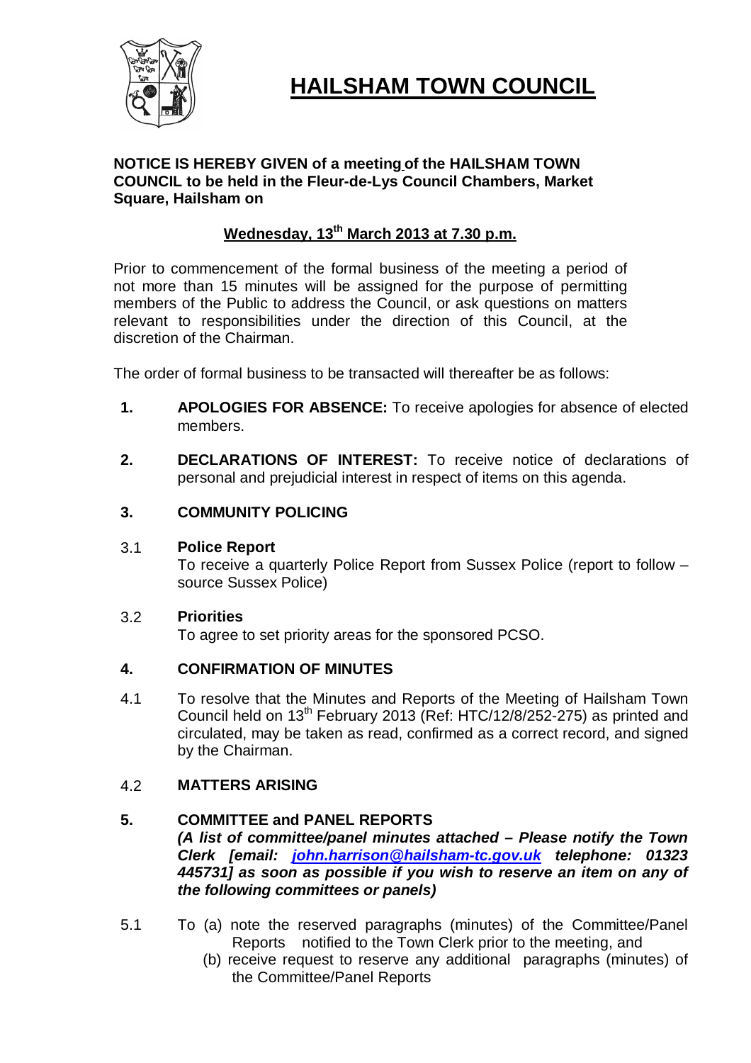# HAILSHAM TOWN COUNCIL

**NOTICE IS HEREBY GIVEN of a meeting of the HAILSHAM TOWN COUNCIL to be held in the Fleur-de-Lys Council Chambers, Market Square, Hailsham on**

**Wednesday, 13th March 2013 at 7.30 p.m.**

Prior to commencement of the formal business of the meeting a period of not more than 15 minutes will be assigned for the purpose of permitting members of the Public to address the Council, or ask questions on matters relevant to responsibilities under the direction of this Council, at the discretion of the Chairman.

The order of formal business to be transacted will thereafter be as follows:

**1. APOLOGIES FOR ABSENCE:** To receive apologies for absence of elected members.

**2. DECLARATIONS OF INTEREST:** To receive notice of declarations of personal and prejudicial interest in respect of items on this agenda.

**3. COMMUNITY POLICING**

3.1 **Police Report**
To receive a quarterly Police Report from Sussex Police (report to follow – source Sussex Police)

3.2 **Priorities**
To agree to set priority areas for the sponsored PCSO.

**4. CONFIRMATION OF MINUTES**

4.1 To resolve that the Minutes and Reports of the Meeting of Hailsham Town Council held on 13th February 2013 (Ref: HTC/12/8/252-275) as printed and circulated, may be taken as read, confirmed as a correct record, and signed by the Chairman.

4.2 **MATTERS ARISING**

**5. COMMITTEE and PANEL REPORTS**
***(A list of committee/panel minutes attached – Please notify the Town Clerk [email: john.harrison@hailsham-tc.gov.uk telephone: 01323 445731] as soon as possible if you wish to reserve an item on any of the following committees or panels)***

5.1 To (a) note the reserved paragraphs (minutes) of the Committee/Panel Reports notified to the Town Clerk prior to the meeting, and
(b) receive request to reserve any additional paragraphs (minutes) of the Committee/Panel Reports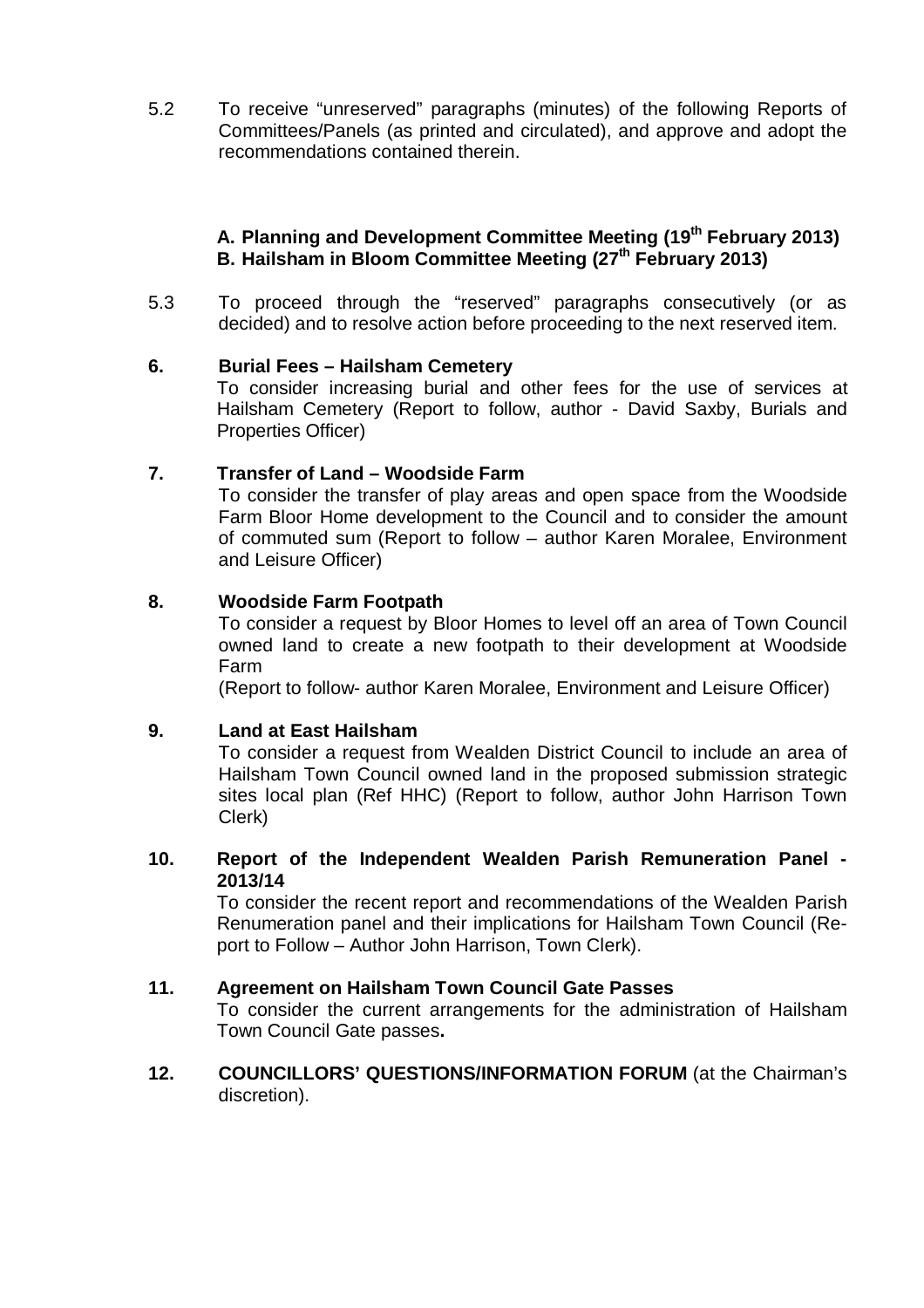5.2 To receive "unreserved" paragraphs (minutes) of the following Reports of Committees/Panels (as printed and circulated), and approve and adopt the recommendations contained therein.

**A. Planning and Development Committee Meeting (19th February 2013)**
**B. Hailsham in Bloom Committee Meeting (27th February 2013)**

5.3 To proceed through the "reserved" paragraphs consecutively (or as decided) and to resolve action before proceeding to the next reserved item.

**6. Burial Fees – Hailsham Cemetery**

To consider increasing burial and other fees for the use of services at Hailsham Cemetery (Report to follow, author - David Saxby, Burials and Properties Officer)

**7. Transfer of Land – Woodside Farm**

To consider the transfer of play areas and open space from the Woodside Farm Bloor Home development to the Council and to consider the amount of commuted sum (Report to follow – author Karen Moralee, Environment and Leisure Officer)

**8. Woodside Farm Footpath**

To consider a request by Bloor Homes to level off an area of Town Council owned land to create a new footpath to their development at Woodside Farm

(Report to follow- author Karen Moralee, Environment and Leisure Officer)

**9. Land at East Hailsham**

To consider a request from Wealden District Council to include an area of Hailsham Town Council owned land in the proposed submission strategic sites local plan (Ref HHC) (Report to follow, author John Harrison Town Clerk)

**10. Report of the Independent Wealden Parish Remuneration Panel - 2013/14**

To consider the recent report and recommendations of the Wealden Parish Renumeration panel and their implications for Hailsham Town Council (Report to Follow – Author John Harrison, Town Clerk).

**11. Agreement on Hailsham Town Council Gate Passes**

To consider the current arrangements for the administration of Hailsham Town Council Gate passes**.**

**12. COUNCILLORS' QUESTIONS/INFORMATION FORUM** (at the Chairman's discretion).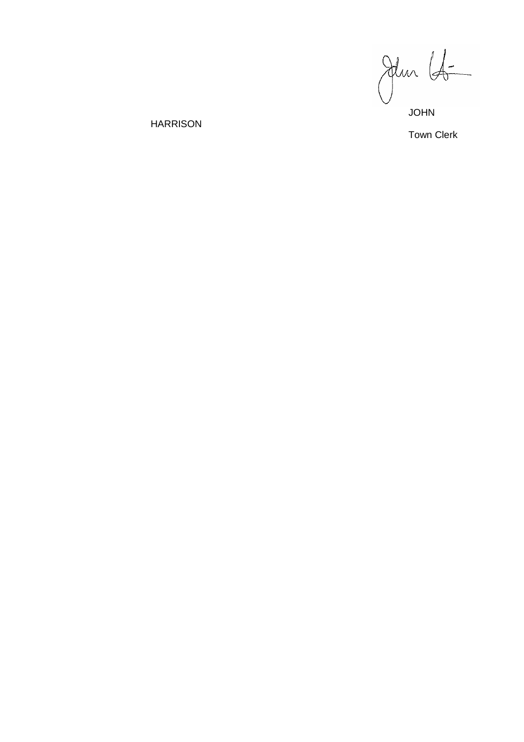JOHN HARRISON

Town Clerk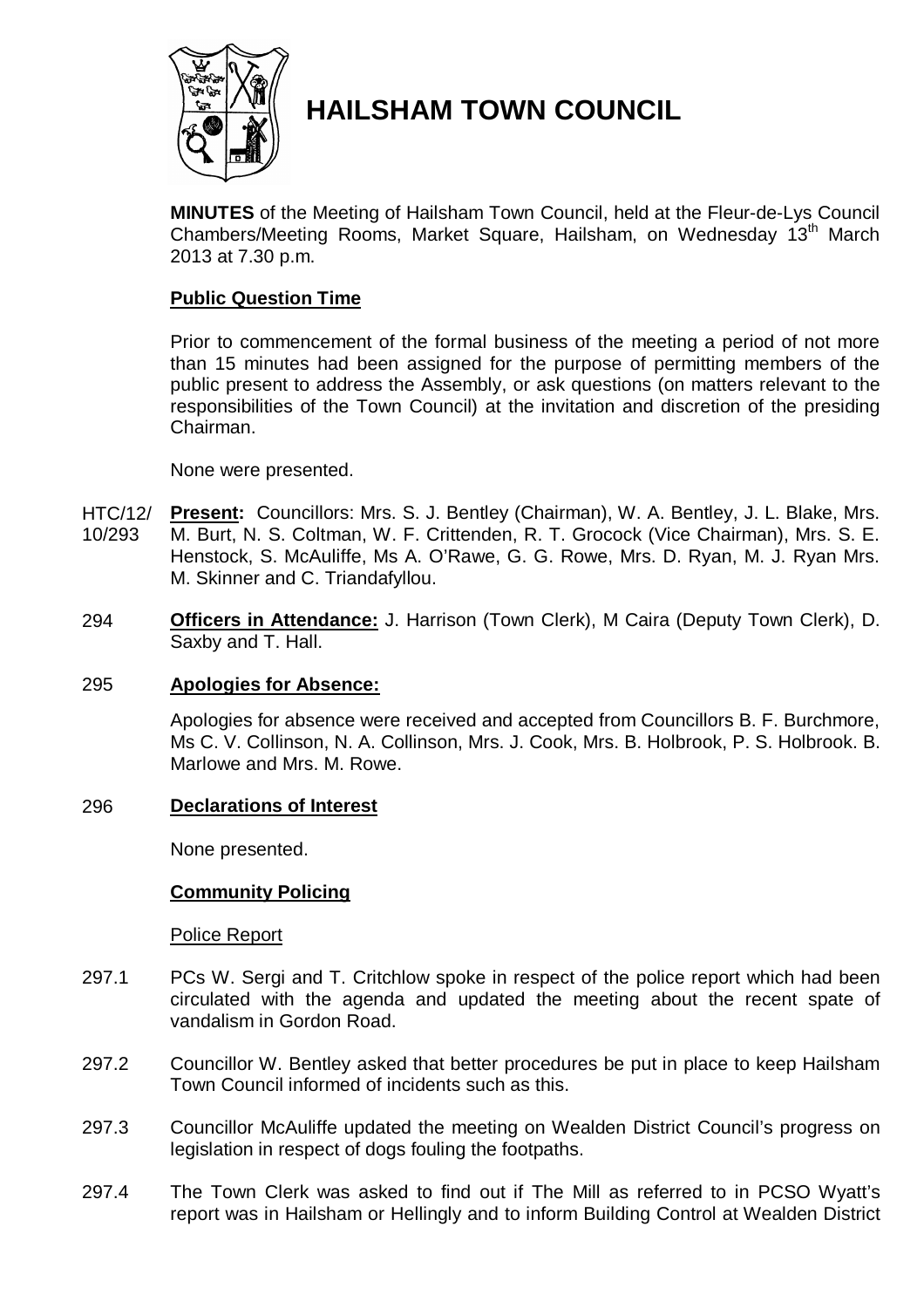# HAILSHAM TOWN COUNCIL

**MINUTES** of the Meeting of Hailsham Town Council, held at the Fleur-de-Lys Council Chambers/Meeting Rooms, Market Square, Hailsham, on Wednesday 13th March 2013 at 7.30 p.m.

## Public Question Time

Prior to commencement of the formal business of the meeting a period of not more than 15 minutes had been assigned for the purpose of permitting members of the public present to address the Assembly, or ask questions (on matters relevant to the responsibilities of the Town Council) at the invitation and discretion of the presiding Chairman.

None were presented.

HTC/12/10/293 **Present:** Councillors: Mrs. S. J. Bentley (Chairman), W. A. Bentley, J. L. Blake, Mrs. M. Burt, N. S. Coltman, W. F. Crittenden, R. T. Grocock (Vice Chairman), Mrs. S. E. Henstock, S. McAuliffe, Ms A. O'Rawe, G. G. Rowe, Mrs. D. Ryan, M. J. Ryan Mrs. M. Skinner and C. Triandafyllou.

294 **Officers in Attendance:** J. Harrison (Town Clerk), M Caira (Deputy Town Clerk), D. Saxby and T. Hall.

295 **Apologies for Absence:**

Apologies for absence were received and accepted from Councillors B. F. Burchmore, Ms C. V. Collinson, N. A. Collinson, Mrs. J. Cook, Mrs. B. Holbrook, P. S. Holbrook. B. Marlowe and Mrs. M. Rowe.

296 **Declarations of Interest**

None presented.

## Community Policing

Police Report

297.1 PCs W. Sergi and T. Critchlow spoke in respect of the police report which had been circulated with the agenda and updated the meeting about the recent spate of vandalism in Gordon Road.

297.2 Councillor W. Bentley asked that better procedures be put in place to keep Hailsham Town Council informed of incidents such as this.

297.3 Councillor McAuliffe updated the meeting on Wealden District Council's progress on legislation in respect of dogs fouling the footpaths.

297.4 The Town Clerk was asked to find out if The Mill as referred to in PCSO Wyatt's report was in Hailsham or Hellingly and to inform Building Control at Wealden District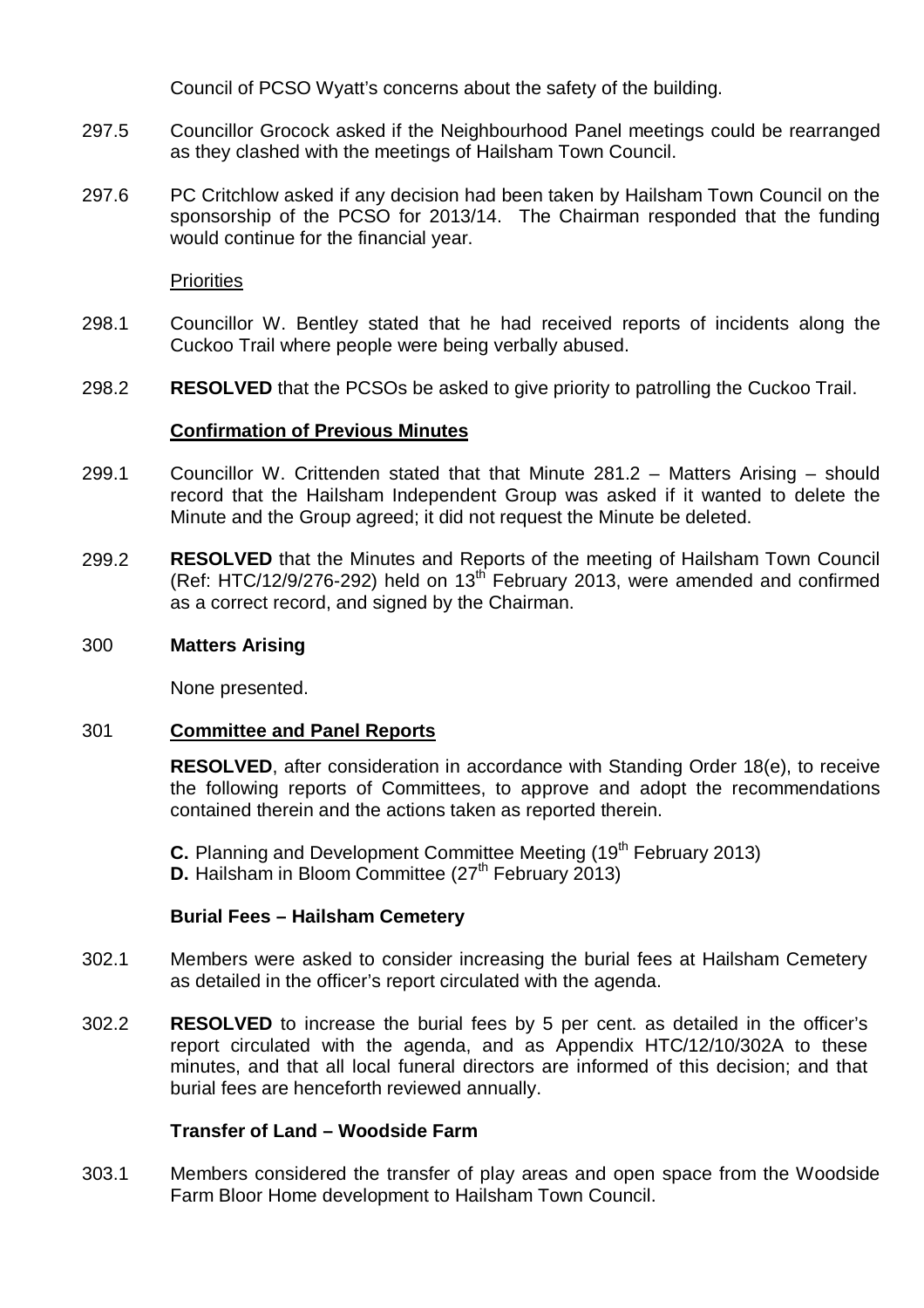Council of PCSO Wyatt's concerns about the safety of the building.

297.5 Councillor Grocock asked if the Neighbourhood Panel meetings could be rearranged as they clashed with the meetings of Hailsham Town Council.

297.6 PC Critchlow asked if any decision had been taken by Hailsham Town Council on the sponsorship of the PCSO for 2013/14. The Chairman responded that the funding would continue for the financial year.

Priorities

298.1 Councillor W. Bentley stated that he had received reports of incidents along the Cuckoo Trail where people were being verbally abused.

298.2 **RESOLVED** that the PCSOs be asked to give priority to patrolling the Cuckoo Trail.

**Confirmation of Previous Minutes**

299.1 Councillor W. Crittenden stated that that Minute 281.2 – Matters Arising – should record that the Hailsham Independent Group was asked if it wanted to delete the Minute and the Group agreed; it did not request the Minute be deleted.

299.2 **RESOLVED** that the Minutes and Reports of the meeting of Hailsham Town Council (Ref: HTC/12/9/276-292) held on 13th February 2013, were amended and confirmed as a correct record, and signed by the Chairman.

300 **Matters Arising**

None presented.

301 **Committee and Panel Reports**

**RESOLVED**, after consideration in accordance with Standing Order 18(e), to receive the following reports of Committees, to approve and adopt the recommendations contained therein and the actions taken as reported therein.

**C.** Planning and Development Committee Meeting (19th February 2013)
**D.** Hailsham in Bloom Committee (27th February 2013)

**Burial Fees – Hailsham Cemetery**

302.1 Members were asked to consider increasing the burial fees at Hailsham Cemetery as detailed in the officer's report circulated with the agenda.

302.2 **RESOLVED** to increase the burial fees by 5 per cent. as detailed in the officer's report circulated with the agenda, and as Appendix HTC/12/10/302A to these minutes, and that all local funeral directors are informed of this decision; and that burial fees are henceforth reviewed annually.

**Transfer of Land – Woodside Farm**

303.1 Members considered the transfer of play areas and open space from the Woodside Farm Bloor Home development to Hailsham Town Council.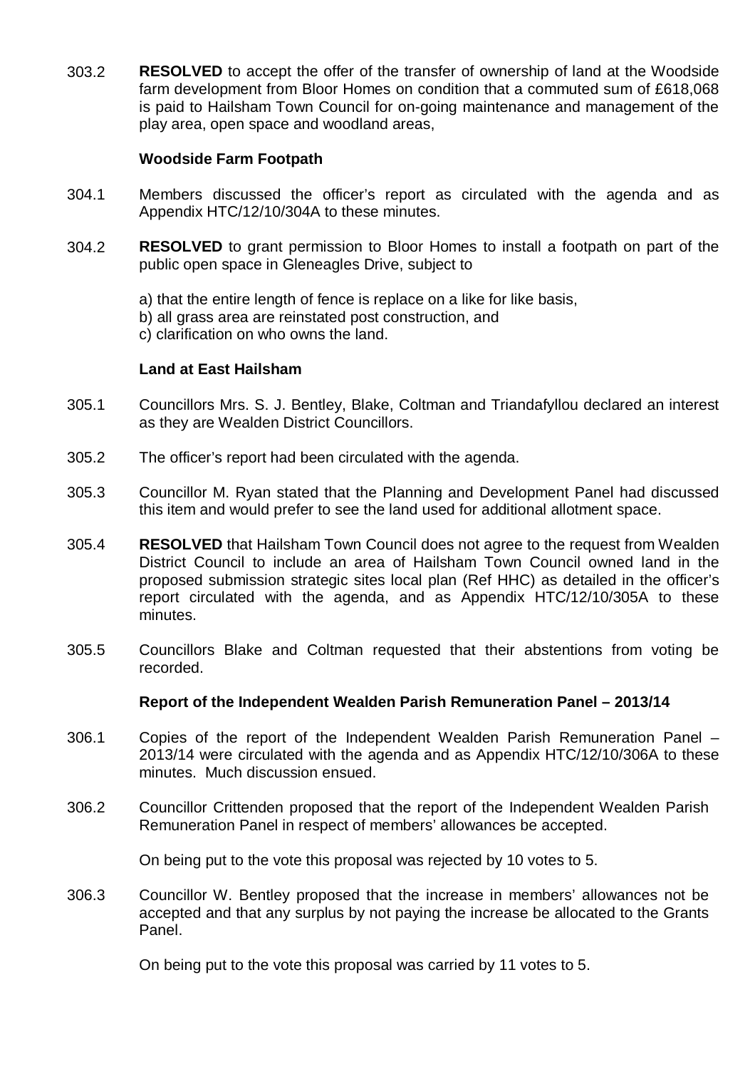303.2 **RESOLVED** to accept the offer of the transfer of ownership of land at the Woodside farm development from Bloor Homes on condition that a commuted sum of £618,068 is paid to Hailsham Town Council for on-going maintenance and management of the play area, open space and woodland areas,

**Woodside Farm Footpath**

304.1 Members discussed the officer's report as circulated with the agenda and as Appendix HTC/12/10/304A to these minutes.

304.2 **RESOLVED** to grant permission to Bloor Homes to install a footpath on part of the public open space in Gleneagles Drive, subject to

a) that the entire length of fence is replace on a like for like basis,
b) all grass area are reinstated post construction, and
c) clarification on who owns the land.

**Land at East Hailsham**

305.1 Councillors Mrs. S. J. Bentley, Blake, Coltman and Triandafyllou declared an interest as they are Wealden District Councillors.

305.2 The officer's report had been circulated with the agenda.

305.3 Councillor M. Ryan stated that the Planning and Development Panel had discussed this item and would prefer to see the land used for additional allotment space.

305.4 **RESOLVED** that Hailsham Town Council does not agree to the request from Wealden District Council to include an area of Hailsham Town Council owned land in the proposed submission strategic sites local plan (Ref HHC) as detailed in the officer's report circulated with the agenda, and as Appendix HTC/12/10/305A to these minutes.

305.5 Councillors Blake and Coltman requested that their abstentions from voting be recorded.

**Report of the Independent Wealden Parish Remuneration Panel – 2013/14**

306.1 Copies of the report of the Independent Wealden Parish Remuneration Panel – 2013/14 were circulated with the agenda and as Appendix HTC/12/10/306A to these minutes. Much discussion ensued.

306.2 Councillor Crittenden proposed that the report of the Independent Wealden Parish Remuneration Panel in respect of members' allowances be accepted.

On being put to the vote this proposal was rejected by 10 votes to 5.

306.3 Councillor W. Bentley proposed that the increase in members' allowances not be accepted and that any surplus by not paying the increase be allocated to the Grants Panel.

On being put to the vote this proposal was carried by 11 votes to 5.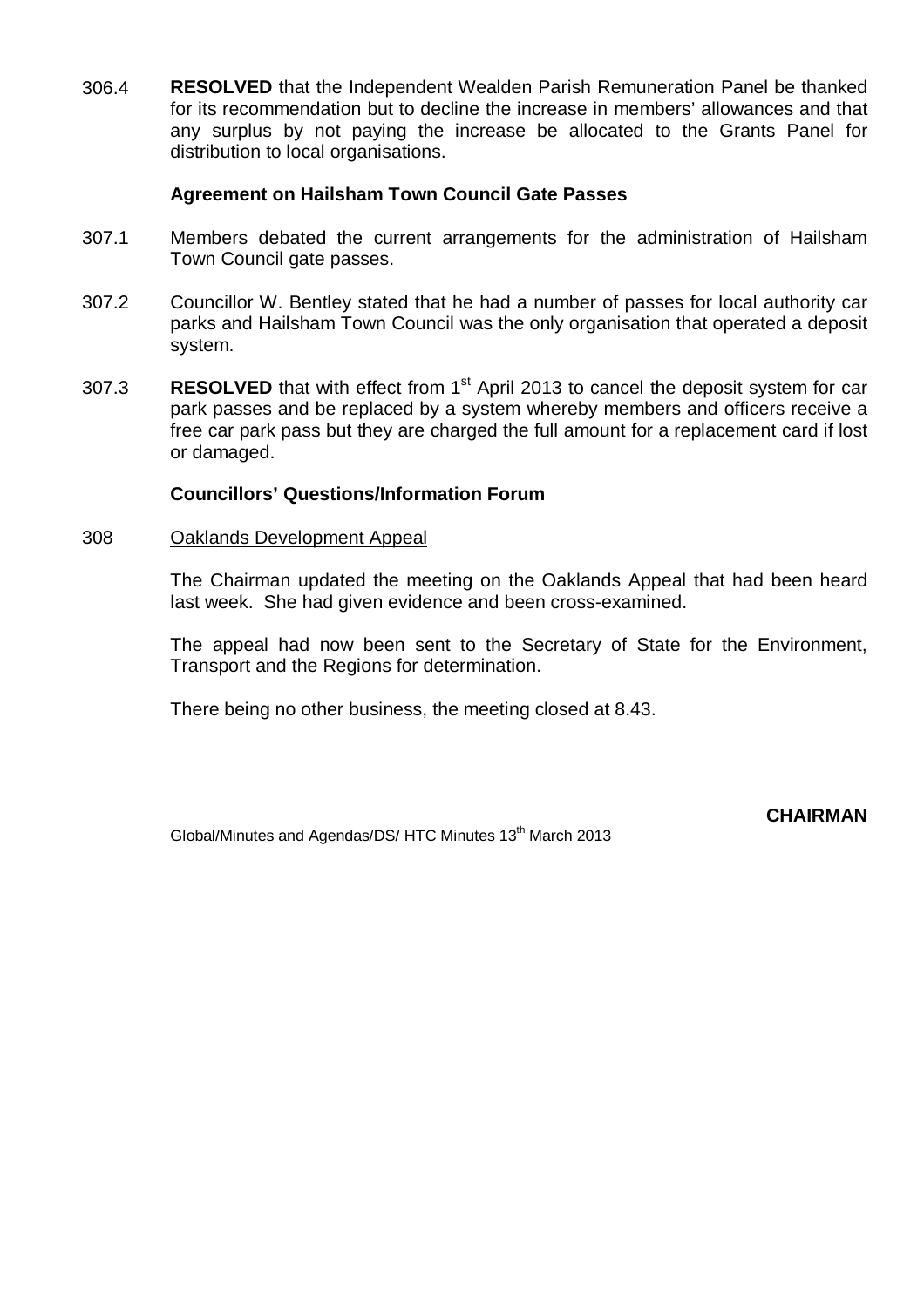306.4 **RESOLVED** that the Independent Wealden Parish Remuneration Panel be thanked for its recommendation but to decline the increase in members' allowances and that any surplus by not paying the increase be allocated to the Grants Panel for distribution to local organisations.

**Agreement on Hailsham Town Council Gate Passes**

307.1 Members debated the current arrangements for the administration of Hailsham Town Council gate passes.

307.2 Councillor W. Bentley stated that he had a number of passes for local authority car parks and Hailsham Town Council was the only organisation that operated a deposit system.

307.3 **RESOLVED** that with effect from 1st April 2013 to cancel the deposit system for car park passes and be replaced by a system whereby members and officers receive a free car park pass but they are charged the full amount for a replacement card if lost or damaged.

**Councillors' Questions/Information Forum**

308 Oaklands Development Appeal

The Chairman updated the meeting on the Oaklands Appeal that had been heard last week. She had given evidence and been cross-examined.

The appeal had now been sent to the Secretary of State for the Environment, Transport and the Regions for determination.

There being no other business, the meeting closed at 8.43.

**CHAIRMAN**

Global/Minutes and Agendas/DS/ HTC Minutes 13th March 2013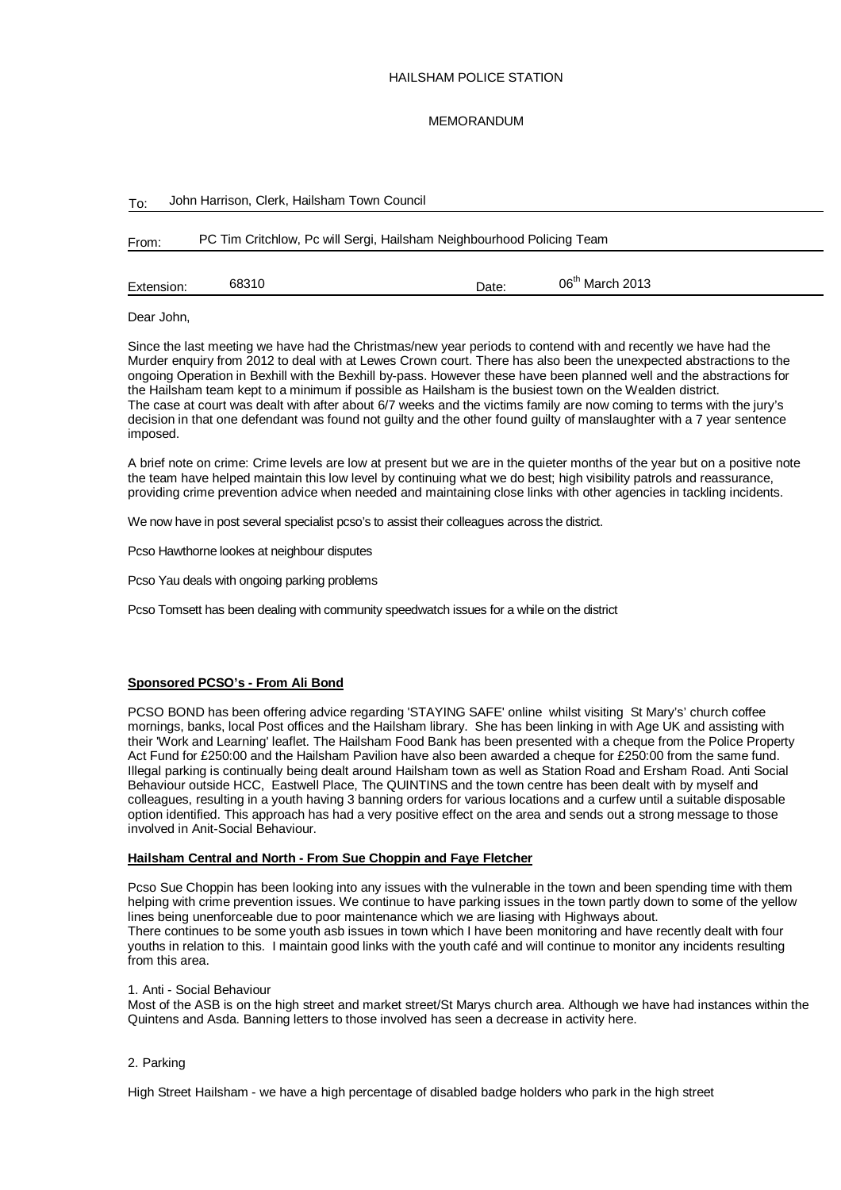HAILSHAM POLICE STATION

MEMORANDUM

| | | | |
|---|---|---|---|
| To: | John Harrison, Clerk, Hailsham Town Council | | |
| From: | PC Tim Critchlow, Pc will Sergi, Hailsham Neighbourhood Policing Team | | |
| Extension: | 68310 | Date: | 06th March 2013 |

Dear John,

Since the last meeting we have had the Christmas/new year periods to contend with and recently we have had the Murder enquiry from 2012 to deal with at Lewes Crown court. There has also been the unexpected abstractions to the ongoing Operation in Bexhill with the Bexhill by-pass. However these have been planned well and the abstractions for the Hailsham team kept to a minimum if possible as Hailsham is the busiest town on the Wealden district.
The case at court was dealt with after about 6/7 weeks and the victims family are now coming to terms with the jury's decision in that one defendant was found not guilty and the other found guilty of manslaughter with a 7 year sentence imposed.

A brief note on crime: Crime levels are low at present but we are in the quieter months of the year but on a positive note the team have helped maintain this low level by continuing what we do best; high visibility patrols and reassurance, providing crime prevention advice when needed and maintaining close links with other agencies in tackling incidents.

We now have in post several specialist pcso's to assist their colleagues across the district.

Pcso Hawthorne lookes at neighbour disputes

Pcso Yau deals with ongoing parking problems

Pcso Tomsett has been dealing with community speedwatch issues for a while on the district

**Sponsored PCSO's - From Ali Bond**

PCSO BOND has been offering advice regarding 'STAYING SAFE' online whilst visiting St Mary's' church coffee mornings, banks, local Post offices and the Hailsham library. She has been linking in with Age UK and assisting with their 'Work and Learning' leaflet. The Hailsham Food Bank has been presented with a cheque from the Police Property Act Fund for £250:00 and the Hailsham Pavilion have also been awarded a cheque for £250:00 from the same fund. Illegal parking is continually being dealt around Hailsham town as well as Station Road and Ersham Road. Anti Social Behaviour outside HCC, Eastwell Place, The QUINTINS and the town centre has been dealt with by myself and colleagues, resulting in a youth having 3 banning orders for various locations and a curfew until a suitable disposable option identified. This approach has had a very positive effect on the area and sends out a strong message to those involved in Anit-Social Behaviour.

**Hailsham Central and North - From Sue Choppin and Faye Fletcher**

Pcso Sue Choppin has been looking into any issues with the vulnerable in the town and been spending time with them helping with crime prevention issues. We continue to have parking issues in the town partly down to some of the yellow lines being unenforceable due to poor maintenance which we are liasing with Highways about.
There continues to be some youth asb issues in town which I have been monitoring and have recently dealt with four youths in relation to this. I maintain good links with the youth café and will continue to monitor any incidents resulting from this area.

1. Anti - Social Behaviour
Most of the ASB is on the high street and market street/St Marys church area. Although we have had instances within the Quintens and Asda. Banning letters to those involved has seen a decrease in activity here.

2. Parking

High Street Hailsham - we have a high percentage of disabled badge holders who park in the high street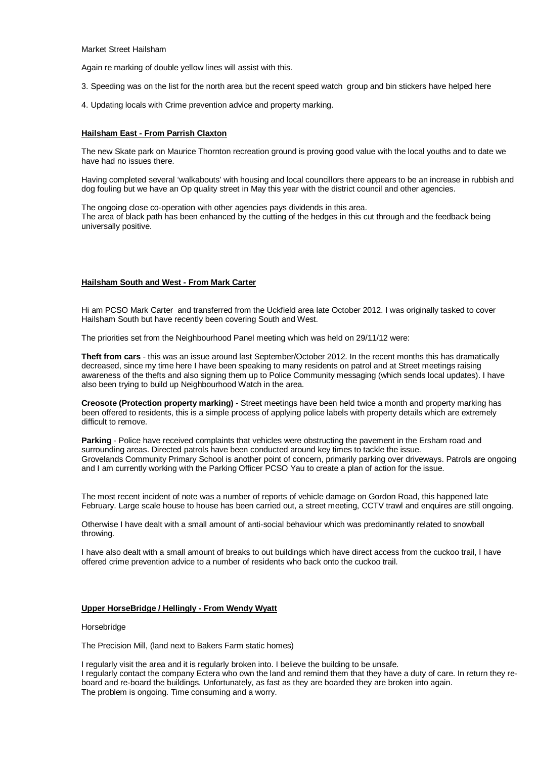Market Street Hailsham

Again re marking of double yellow lines will assist with this.

3. Speeding was on the list for the north area but the recent speed watch group and bin stickers have helped here

4. Updating locals with Crime prevention advice and property marking.

**Hailsham East - From Parrish Claxton**

The new Skate park on Maurice Thornton recreation ground is proving good value with the local youths and to date we have had no issues there.

Having completed several 'walkabouts' with housing and local councillors there appears to be an increase in rubbish and dog fouling but we have an Op quality street in May this year with the district council and other agencies.

The ongoing close co-operation with other agencies pays dividends in this area.
The area of black path has been enhanced by the cutting of the hedges in this cut through and the feedback being universally positive.

**Hailsham South and West - From Mark Carter**

Hi am PCSO Mark Carter and transferred from the Uckfield area late October 2012. I was originally tasked to cover Hailsham South but have recently been covering South and West.

The priorities set from the Neighbourhood Panel meeting which was held on 29/11/12 were:

**Theft from cars** - this was an issue around last September/October 2012. In the recent months this has dramatically decreased, since my time here I have been speaking to many residents on patrol and at Street meetings raising awareness of the thefts and also signing them up to Police Community messaging (which sends local updates). I have also been trying to build up Neighbourhood Watch in the area.

**Creosote (Protection property marking)** - Street meetings have been held twice a month and property marking has been offered to residents, this is a simple process of applying police labels with property details which are extremely difficult to remove.

**Parking** - Police have received complaints that vehicles were obstructing the pavement in the Ersham road and surrounding areas. Directed patrols have been conducted around key times to tackle the issue.
Grovelands Community Primary School is another point of concern, primarily parking over driveways. Patrols are ongoing and I am currently working with the Parking Officer PCSO Yau to create a plan of action for the issue.

The most recent incident of note was a number of reports of vehicle damage on Gordon Road, this happened late February. Large scale house to house has been carried out, a street meeting, CCTV trawl and enquires are still ongoing.

Otherwise I have dealt with a small amount of anti-social behaviour which was predominantly related to snowball throwing.

I have also dealt with a small amount of breaks to out buildings which have direct access from the cuckoo trail, I have offered crime prevention advice to a number of residents who back onto the cuckoo trail.

**Upper HorseBridge / Hellingly - From Wendy Wyatt**

Horsebridge

The Precision Mill, (land next to Bakers Farm static homes)

I regularly visit the area and it is regularly broken into. I believe the building to be unsafe.
I regularly contact the company Ectera who own the land and remind them that they have a duty of care. In return they re-board and re-board the buildings. Unfortunately, as fast as they are boarded they are broken into again.
The problem is ongoing. Time consuming and a worry.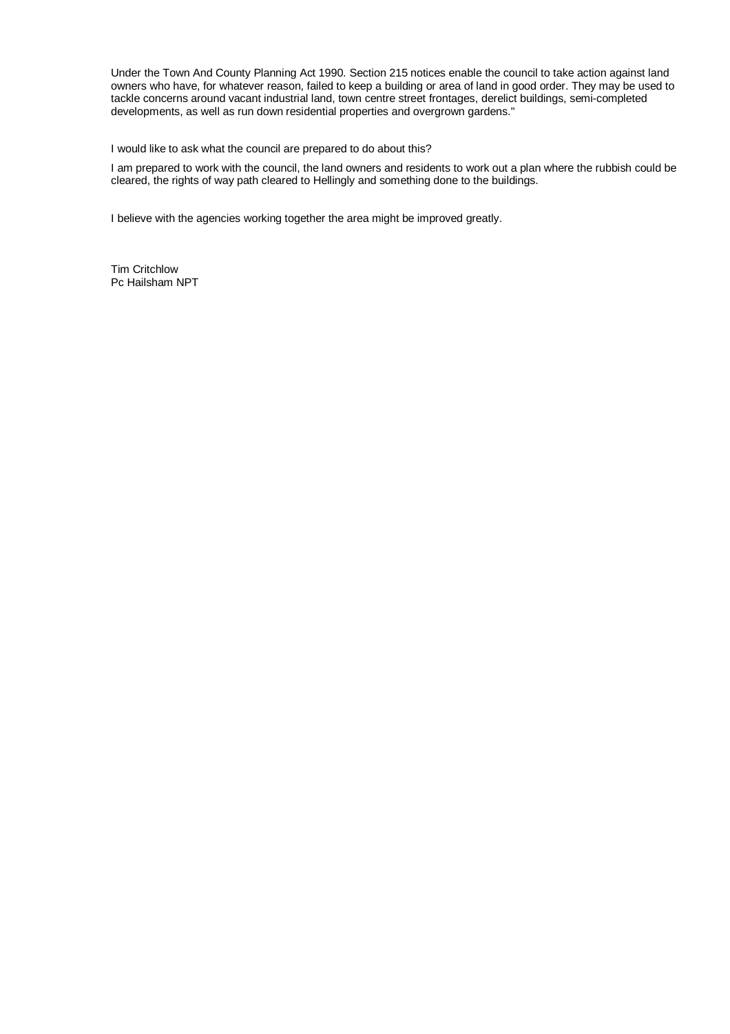Under the Town And County Planning Act 1990. Section 215 notices enable the council to take action against land owners who have, for whatever reason, failed to keep a building or area of land in good order. They may be used to tackle concerns around vacant industrial land, town centre street frontages, derelict buildings, semi-completed developments, as well as run down residential properties and overgrown gardens."

I would like to ask what the council are prepared to do about this?

I am prepared to work with the council, the land owners and residents to work out a plan where the rubbish could be cleared, the rights of way path cleared to Hellingly and something done to the buildings.

I believe with the agencies working together the area might be improved greatly.

Tim Critchlow
Pc Hailsham NPT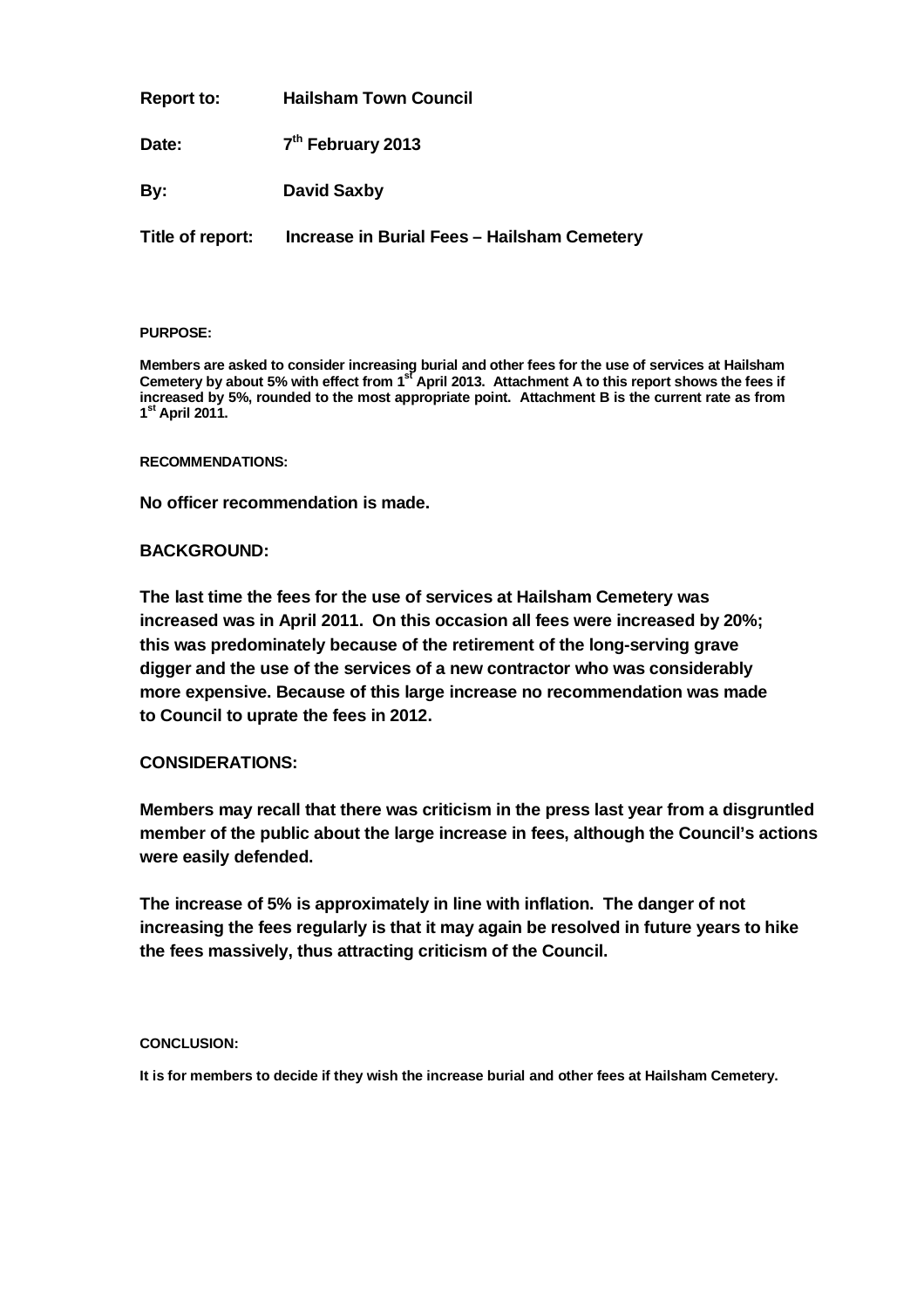**Report to:** **Hailsham Town Council**

**Date:** **7th February 2013**

**By:** **David Saxby**

**Title of report:** **Increase in Burial Fees – Hailsham Cemetery**

**PURPOSE:**

**Members are asked to consider increasing burial and other fees for the use of services at Hailsham Cemetery by about 5% with effect from 1st April 2013. Attachment A to this report shows the fees if increased by 5%, rounded to the most appropriate point. Attachment B is the current rate as from 1st April 2011.**

**RECOMMENDATIONS:**

**No officer recommendation is made.**

**BACKGROUND:**

**The last time the fees for the use of services at Hailsham Cemetery was increased was in April 2011. On this occasion all fees were increased by 20%; this was predominately because of the retirement of the long-serving grave digger and the use of the services of a new contractor who was considerably more expensive. Because of this large increase no recommendation was made to Council to uprate the fees in 2012.**

**CONSIDERATIONS:**

**Members may recall that there was criticism in the press last year from a disgruntled member of the public about the large increase in fees, although the Council's actions were easily defended.**

**The increase of 5% is approximately in line with inflation. The danger of not increasing the fees regularly is that it may again be resolved in future years to hike the fees massively, thus attracting criticism of the Council.**

**CONCLUSION:**

**It is for members to decide if they wish the increase burial and other fees at Hailsham Cemetery.**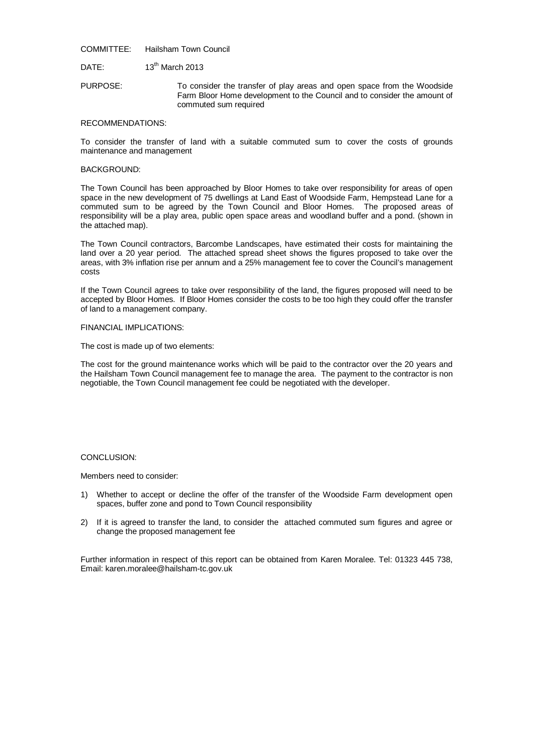COMMITTEE: Hailsham Town Council

DATE: 13th March 2013

PURPOSE: To consider the transfer of play areas and open space from the Woodside Farm Bloor Home development to the Council and to consider the amount of commuted sum required

RECOMMENDATIONS:

To consider the transfer of land with a suitable commuted sum to cover the costs of grounds maintenance and management

BACKGROUND:

The Town Council has been approached by Bloor Homes to take over responsibility for areas of open space in the new development of 75 dwellings at Land East of Woodside Farm, Hempstead Lane for a commuted sum to be agreed by the Town Council and Bloor Homes. The proposed areas of responsibility will be a play area, public open space areas and woodland buffer and a pond. (shown in the attached map).

The Town Council contractors, Barcombe Landscapes, have estimated their costs for maintaining the land over a 20 year period. The attached spread sheet shows the figures proposed to take over the areas, with 3% inflation rise per annum and a 25% management fee to cover the Council's management costs

If the Town Council agrees to take over responsibility of the land, the figures proposed will need to be accepted by Bloor Homes. If Bloor Homes consider the costs to be too high they could offer the transfer of land to a management company.

FINANCIAL IMPLICATIONS:

The cost is made up of two elements:

The cost for the ground maintenance works which will be paid to the contractor over the 20 years and the Hailsham Town Council management fee to manage the area. The payment to the contractor is non negotiable, the Town Council management fee could be negotiated with the developer.

CONCLUSION:

Members need to consider:

1) Whether to accept or decline the offer of the transfer of the Woodside Farm development open spaces, buffer zone and pond to Town Council responsibility

2) If it is agreed to transfer the land, to consider the attached commuted sum figures and agree or change the proposed management fee

Further information in respect of this report can be obtained from Karen Moralee. Tel: 01323 445 738, Email: karen.moralee@hailsham-tc.gov.uk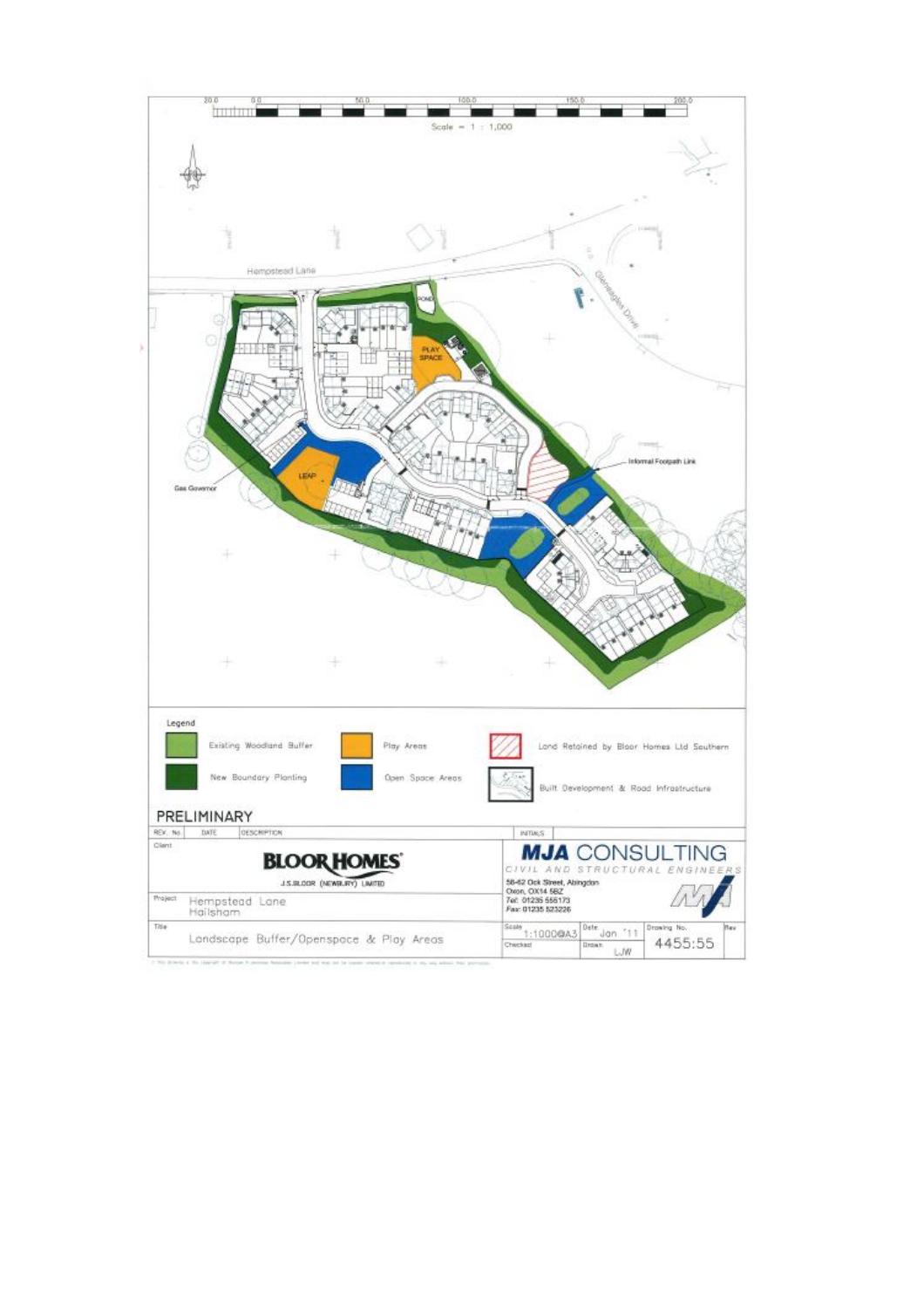Scale = 1 : 1,000

Hempstead Lane

Gleneagles Drive

POND

PLAY SPACE

LEAP

Gas Governor

Informal Footpath Link

Legend

| | | |
|---|---|---|
| Existing Woodland Buffer | Play Areas | Land Retained by Bloor Homes Ltd Southern |
| New Boundary Planting | Open Space Areas | Built Development & Road Infrastructure |

PRELIMINARY

| REV. No. | DATE | DESCRIPTION | INITIALS |
|---|---|---|---|

Client: **BLOOR HOMES** J.S.BLOOR (NEWBURY) LIMITED

Project: Hempstead Lane, Hailsham

Title: Landscape Buffer/Openspace & Play Areas

**MJA CONSULTING**
CIVIL AND STRUCTURAL ENGINEERS
58-62 Ock Street, Abingdon
Oxon, OX14 5BZ
Tel: 01235 555173
Fax: 01235 523226

| Scale | Date | Drawing No. | Rev |
|---|---|---|---|
| 1:1000@A3 | Jan '11 | 4455:55 | |
| Checked | Drawn LJW | | |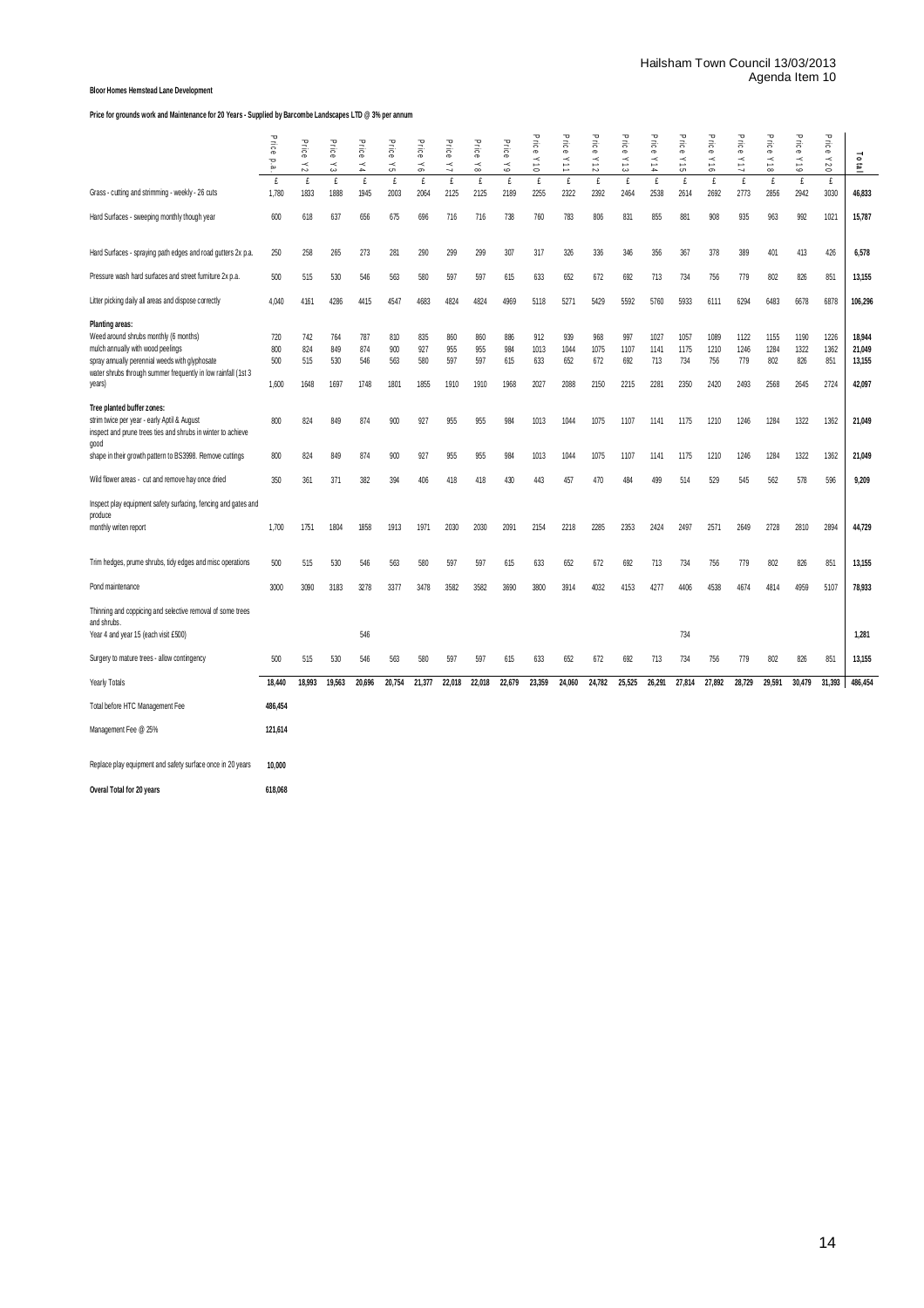Hailsham Town Council 13/03/2013
Agenda Item 10

**Bloor Homes Hemstead Lane Development**

**Price for grounds work and Maintenance for 20 Years - Supplied by Barcombe Landscapes LTD @ 3% per annum**

| | Price p.a. | Price Y2 | Price Y3 | Price Y4 | Price Y5 | Price Y6 | Price Y7 | Price Y8 | Price Y9 | Price Y10 | Price Y11 | Price Y12 | Price Y13 | Price Y14 | Price Y15 | Price Y16 | Price Y17 | Price Y18 | Price Y19 | Price Y20 | **Total** |
|---|---|---|---|---|---|---|---|---|---|---|---|---|---|---|---|---|---|---|---|---|---|
| | £ | £ | £ | £ | £ | £ | £ | £ | £ | £ | £ | £ | £ | £ | £ | £ | £ | £ | £ | £ | |
| Grass - cutting and strimming - weekly - 26 cuts | 1,780 | 1833 | 1888 | 1945 | 2003 | 2064 | 2125 | 2125 | 2189 | 2255 | 2322 | 2392 | 2464 | 2538 | 2614 | 2692 | 2773 | 2856 | 2942 | 3030 | **46,833** |
| Hard Surfaces - sweeping monthly though year | 600 | 618 | 637 | 656 | 675 | 696 | 716 | 716 | 738 | 760 | 783 | 806 | 831 | 855 | 881 | 908 | 935 | 963 | 992 | 1021 | **15,787** |
| Hard Surfaces - spraying path edges and road gutters 2x p.a. | 250 | 258 | 265 | 273 | 281 | 290 | 299 | 299 | 307 | 317 | 326 | 336 | 346 | 356 | 367 | 378 | 389 | 401 | 413 | 426 | **6,578** |
| Pressure wash hard surfaces and street furniture 2x p.a. | 500 | 515 | 530 | 546 | 563 | 580 | 597 | 597 | 615 | 633 | 652 | 672 | 692 | 713 | 734 | 756 | 779 | 802 | 826 | 851 | **13,155** |
| Litter picking daily all areas and dispose correctly | 4,040 | 4161 | 4286 | 4415 | 4547 | 4683 | 4824 | 4824 | 4969 | 5118 | 5271 | 5429 | 5592 | 5760 | 5933 | 6111 | 6294 | 6483 | 6678 | 6878 | **106,296** |
| **Planting areas:** | | | | | | | | | | | | | | | | | | | | | |
| Weed around shrubs monthly (6 months) | 720 | 742 | 764 | 787 | 810 | 835 | 860 | 860 | 886 | 912 | 939 | 968 | 997 | 1027 | 1057 | 1089 | 1122 | 1155 | 1190 | 1226 | **18,944** |
| mulch annually with wood peelings | 800 | 824 | 849 | 874 | 900 | 927 | 955 | 955 | 984 | 1013 | 1044 | 1075 | 1107 | 1141 | 1175 | 1210 | 1246 | 1284 | 1322 | 1362 | **21,049** |
| spray annually perennial weeds with glyphosate | 500 | 515 | 530 | 546 | 563 | 580 | 597 | 597 | 615 | 633 | 652 | 672 | 692 | 713 | 734 | 756 | 779 | 802 | 826 | 851 | **13,155** |
| water shrubs through summer frequently in low rainfall (1st 3 years) | 1,600 | 1648 | 1697 | 1748 | 1801 | 1855 | 1910 | 1910 | 1968 | 2027 | 2088 | 2150 | 2215 | 2281 | 2350 | 2420 | 2493 | 2568 | 2645 | 2724 | **42,097** |
| **Tree planted buffer zones:** | | | | | | | | | | | | | | | | | | | | | |
| strim twice per year - early Aptil & August | 800 | 824 | 849 | 874 | 900 | 927 | 955 | 955 | 984 | 1013 | 1044 | 1075 | 1107 | 1141 | 1175 | 1210 | 1246 | 1284 | 1322 | 1362 | **21,049** |
| inspect and prune trees ties and shrubs in winter to achieve good shape in their growth pattern to BS3998. Remove cuttings | 800 | 824 | 849 | 874 | 900 | 927 | 955 | 955 | 984 | 1013 | 1044 | 1075 | 1107 | 1141 | 1175 | 1210 | 1246 | 1284 | 1322 | 1362 | **21,049** |
| Wild flower areas - cut and remove hay once dried | 350 | 361 | 371 | 382 | 394 | 406 | 418 | 418 | 430 | 443 | 457 | 470 | 484 | 499 | 514 | 529 | 545 | 562 | 578 | 596 | **9,209** |
| Inspect play equipment safety surfacing, fencing and gates and produce monthly writen report | 1,700 | 1751 | 1804 | 1858 | 1913 | 1971 | 2030 | 2030 | 2091 | 2154 | 2218 | 2285 | 2353 | 2424 | 2497 | 2571 | 2649 | 2728 | 2810 | 2894 | **44,729** |
| Trim hedges, prume shrubs, tidy edges and misc operations | 500 | 515 | 530 | 546 | 563 | 580 | 597 | 597 | 615 | 633 | 652 | 672 | 692 | 713 | 734 | 756 | 779 | 802 | 826 | 851 | **13,155** |
| Pond maintenance | 3000 | 3090 | 3183 | 3278 | 3377 | 3478 | 3582 | 3582 | 3690 | 3800 | 3914 | 4032 | 4153 | 4277 | 4406 | 4538 | 4674 | 4814 | 4959 | 5107 | **78,933** |
| Thinning and coppicing and selective removal of some trees and shrubs. Year 4 and year 15 (each visit £500) | | | | 546 | | | | | | | | | | | 734 | | | | | | **1,281** |
| Surgery to mature trees - allow contingency | 500 | 515 | 530 | 546 | 563 | 580 | 597 | 597 | 615 | 633 | 652 | 672 | 692 | 713 | 734 | 756 | 779 | 802 | 826 | 851 | **13,155** |
| Yearly Totals | **18,440** | **18,993** | **19,563** | **20,696** | **20,754** | **21,377** | **22,018** | **22,018** | **22,679** | **23,359** | **24,060** | **24,782** | **25,525** | **26,291** | **27,814** | **27,892** | **28,729** | **29,591** | **30,479** | **31,393** | **486,454** |
| Total before HTC Management Fee | **486,454** | | | | | | | | | | | | | | | | | | | | |
| Management Fee @ 25% | **121,614** | | | | | | | | | | | | | | | | | | | | |
| Replace play equipment and safety surface once in 20 years | **10,000** | | | | | | | | | | | | | | | | | | | | |
| **Overal Total for 20 years** | **618,068** | | | | | | | | | | | | | | | | | | | | |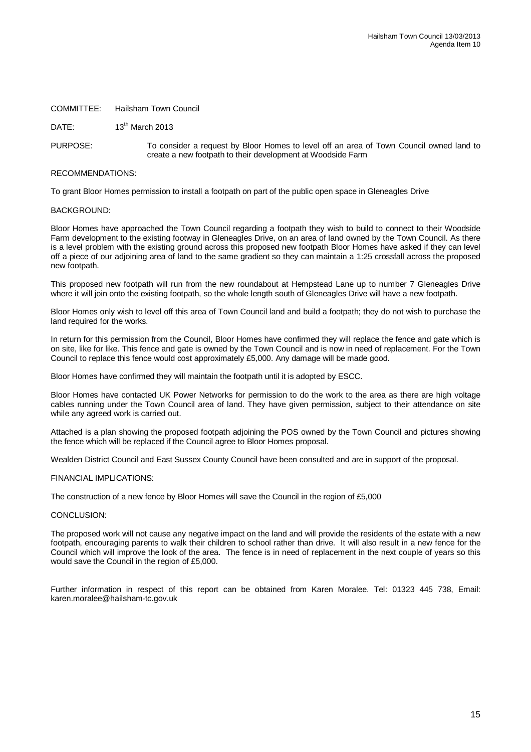Hailsham Town Council 13/03/2013
Agenda Item 10

COMMITTEE: Hailsham Town Council

DATE: 13th March 2013

PURPOSE: To consider a request by Bloor Homes to level off an area of Town Council owned land to create a new footpath to their development at Woodside Farm

RECOMMENDATIONS:

To grant Bloor Homes permission to install a footpath on part of the public open space in Gleneagles Drive

BACKGROUND:

Bloor Homes have approached the Town Council regarding a footpath they wish to build to connect to their Woodside Farm development to the existing footway in Gleneagles Drive, on an area of land owned by the Town Council. As there is a level problem with the existing ground across this proposed new footpath Bloor Homes have asked if they can level off a piece of our adjoining area of land to the same gradient so they can maintain a 1:25 crossfall across the proposed new footpath.

This proposed new footpath will run from the new roundabout at Hempstead Lane up to number 7 Gleneagles Drive where it will join onto the existing footpath, so the whole length south of Gleneagles Drive will have a new footpath.

Bloor Homes only wish to level off this area of Town Council land and build a footpath; they do not wish to purchase the land required for the works.

In return for this permission from the Council, Bloor Homes have confirmed they will replace the fence and gate which is on site, like for like. This fence and gate is owned by the Town Council and is now in need of replacement. For the Town Council to replace this fence would cost approximately £5,000. Any damage will be made good.

Bloor Homes have confirmed they will maintain the footpath until it is adopted by ESCC.

Bloor Homes have contacted UK Power Networks for permission to do the work to the area as there are high voltage cables running under the Town Council area of land. They have given permission, subject to their attendance on site while any agreed work is carried out.

Attached is a plan showing the proposed footpath adjoining the POS owned by the Town Council and pictures showing the fence which will be replaced if the Council agree to Bloor Homes proposal.

Wealden District Council and East Sussex County Council have been consulted and are in support of the proposal.

FINANCIAL IMPLICATIONS:

The construction of a new fence by Bloor Homes will save the Council in the region of £5,000

CONCLUSION:

The proposed work will not cause any negative impact on the land and will provide the residents of the estate with a new footpath, encouraging parents to walk their children to school rather than drive. It will also result in a new fence for the Council which will improve the look of the area. The fence is in need of replacement in the next couple of years so this would save the Council in the region of £5,000.

Further information in respect of this report can be obtained from Karen Moralee. Tel: 01323 445 738, Email: karen.moralee@hailsham-tc.gov.uk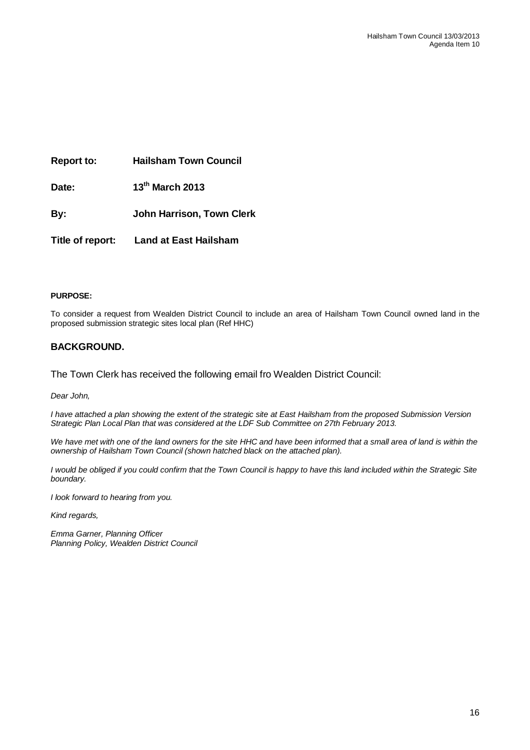**Report to:** **Hailsham Town Council**

**Date:** **13th March 2013**

**By:** **John Harrison, Town Clerk**

**Title of report:** **Land at East Hailsham**

**PURPOSE:**

To consider a request from Wealden District Council to include an area of Hailsham Town Council owned land in the proposed submission strategic sites local plan (Ref HHC)

## BACKGROUND.

The Town Clerk has received the following email fro Wealden District Council:

*Dear John,*

*I have attached a plan showing the extent of the strategic site at East Hailsham from the proposed Submission Version Strategic Plan Local Plan that was considered at the LDF Sub Committee on 27th February 2013.*

*We have met with one of the land owners for the site HHC and have been informed that a small area of land is within the ownership of Hailsham Town Council (shown hatched black on the attached plan).*

*I would be obliged if you could confirm that the Town Council is happy to have this land included within the Strategic Site boundary.*

*I look forward to hearing from you.*

*Kind regards,*

*Emma Garner, Planning Officer*
*Planning Policy, Wealden District Council*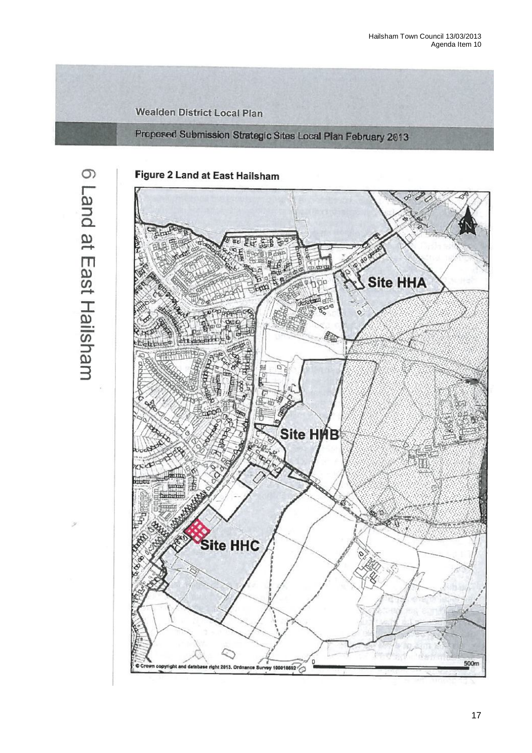Wealden District Local Plan

Proposed Submission Strategic Sites Local Plan February 2013

6 Land at East Hailsham

**Figure 2 Land at East Hailsham**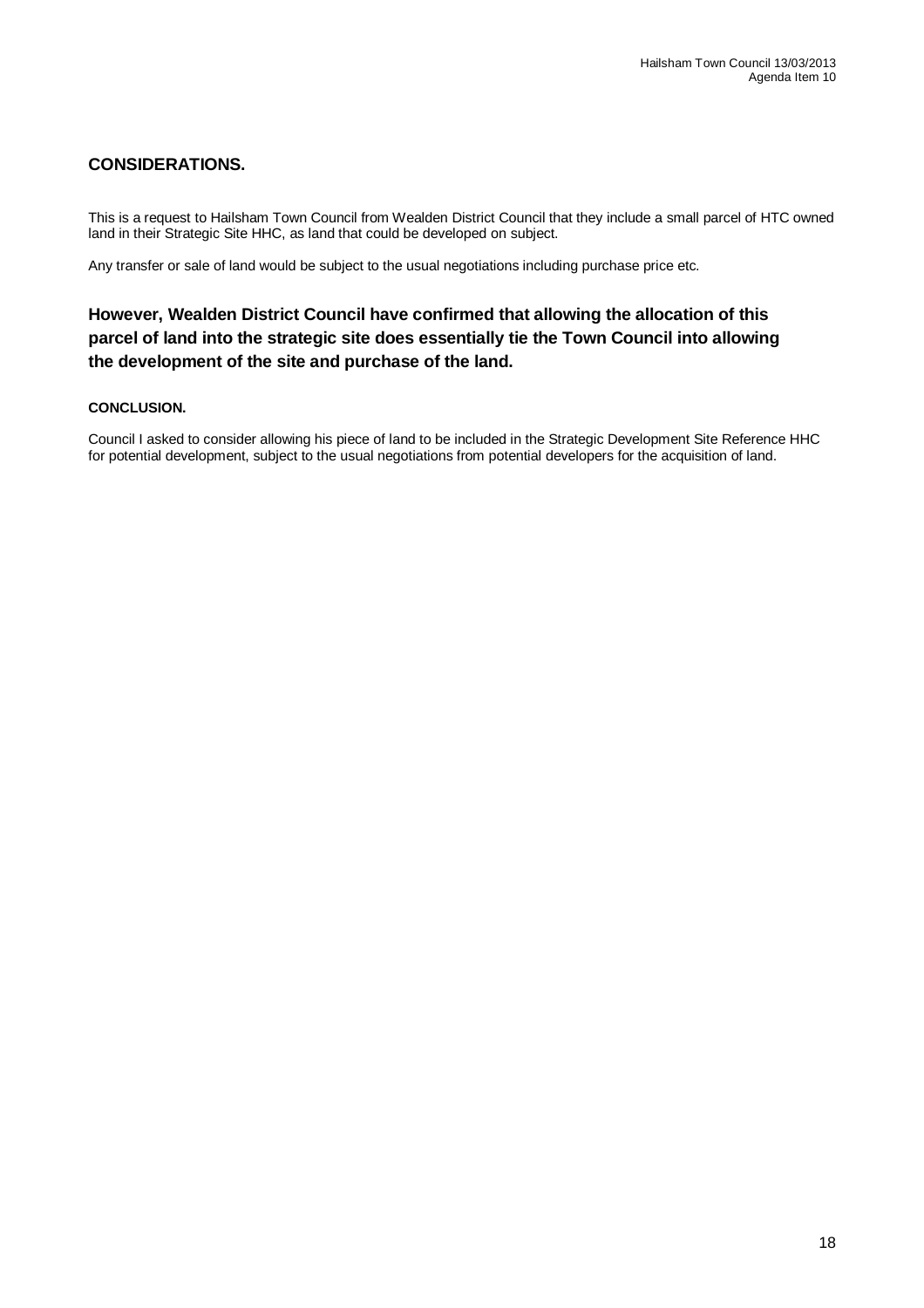## CONSIDERATIONS.

This is a request to Hailsham Town Council from Wealden District Council that they include a small parcel of HTC owned land in their Strategic Site HHC, as land that could be developed on subject.

Any transfer or sale of land would be subject to the usual negotiations including purchase price etc.

### However, Wealden District Council have confirmed that allowing the allocation of this parcel of land into the strategic site does essentially tie the Town Council into allowing the development of the site and purchase of the land.

**CONCLUSION.**

Council I asked to consider allowing his piece of land to be included in the Strategic Development Site Reference HHC for potential development, subject to the usual negotiations from potential developers for the acquisition of land.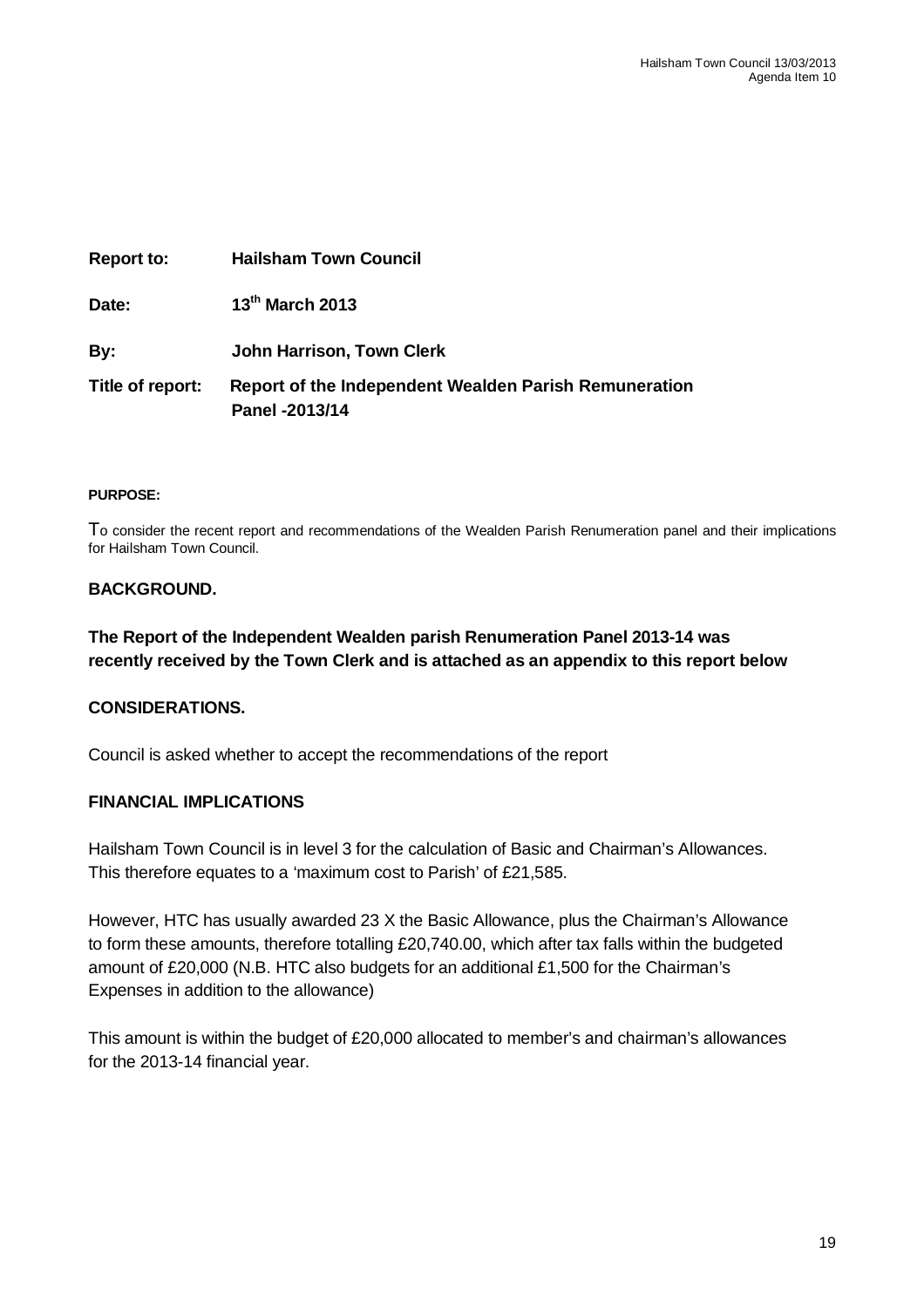| | |
|---|---|
| **Report to:** | **Hailsham Town Council** |
| **Date:** | **13th March 2013** |
| **By:** | **John Harrison, Town Clerk** |
| **Title of report:** | **Report of the Independent Wealden Parish Remuneration Panel -2013/14** |

**PURPOSE:**

To consider the recent report and recommendations of the Wealden Parish Renumeration panel and their implications for Hailsham Town Council.

**BACKGROUND.**

**The Report of the Independent Wealden parish Renumeration Panel 2013-14 was recently received by the Town Clerk and is attached as an appendix to this report below**

**CONSIDERATIONS.**

Council is asked whether to accept the recommendations of the report

**FINANCIAL IMPLICATIONS**

Hailsham Town Council is in level 3 for the calculation of Basic and Chairman's Allowances. This therefore equates to a 'maximum cost to Parish' of £21,585.

However, HTC has usually awarded 23 X the Basic Allowance, plus the Chairman's Allowance to form these amounts, therefore totalling £20,740.00, which after tax falls within the budgeted amount of £20,000 (N.B. HTC also budgets for an additional £1,500 for the Chairman's Expenses in addition to the allowance)

This amount is within the budget of £20,000 allocated to member's and chairman's allowances for the 2013-14 financial year.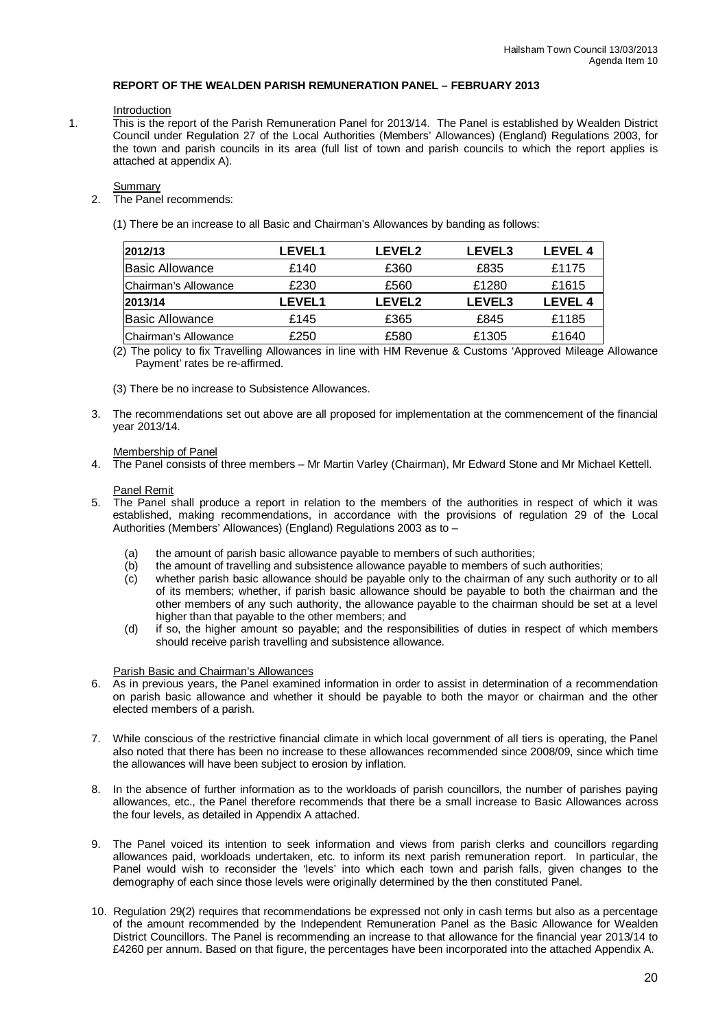**REPORT OF THE WEALDEN PARISH REMUNERATION PANEL – FEBRUARY 2013**

Introduction

1. This is the report of the Parish Remuneration Panel for 2013/14. The Panel is established by Wealden District Council under Regulation 27 of the Local Authorities (Members' Allowances) (England) Regulations 2003, for the town and parish councils in its area (full list of town and parish councils to which the report applies is attached at appendix A).

Summary

2. The Panel recommends:

   (1) There be an increase to all Basic and Chairman's Allowances by banding as follows:

| 2012/13 | LEVEL1 | LEVEL2 | LEVEL3 | LEVEL 4 |
|---|---|---|---|---|
| Basic Allowance | £140 | £360 | £835 | £1175 |
| Chairman's Allowance | £230 | £560 | £1280 | £1615 |
| **2013/14** | **LEVEL1** | **LEVEL2** | **LEVEL3** | **LEVEL 4** |
| Basic Allowance | £145 | £365 | £845 | £1185 |
| Chairman's Allowance | £250 | £580 | £1305 | £1640 |

   (2) The policy to fix Travelling Allowances in line with HM Revenue & Customs 'Approved Mileage Allowance Payment' rates be re-affirmed.

   (3) There be no increase to Subsistence Allowances.

3. The recommendations set out above are all proposed for implementation at the commencement of the financial year 2013/14.

Membership of Panel

4. The Panel consists of three members – Mr Martin Varley (Chairman), Mr Edward Stone and Mr Michael Kettell.

Panel Remit

5. The Panel shall produce a report in relation to the members of the authorities in respect of which it was established, making recommendations, in accordance with the provisions of regulation 29 of the Local Authorities (Members' Allowances) (England) Regulations 2003 as to –

   (a) the amount of parish basic allowance payable to members of such authorities;
   (b) the amount of travelling and subsistence allowance payable to members of such authorities;
   (c) whether parish basic allowance should be payable only to the chairman of any such authority or to all of its members; whether, if parish basic allowance should be payable to both the chairman and the other members of any such authority, the allowance payable to the chairman should be set at a level higher than that payable to the other members; and
   (d) if so, the higher amount so payable; and the responsibilities of duties in respect of which members should receive parish travelling and subsistence allowance.

Parish Basic and Chairman's Allowances

6. As in previous years, the Panel examined information in order to assist in determination of a recommendation on parish basic allowance and whether it should be payable to both the mayor or chairman and the other elected members of a parish.

7. While conscious of the restrictive financial climate in which local government of all tiers is operating, the Panel also noted that there has been no increase to these allowances recommended since 2008/09, since which time the allowances will have been subject to erosion by inflation.

8. In the absence of further information as to the workloads of parish councillors, the number of parishes paying allowances, etc., the Panel therefore recommends that there be a small increase to Basic Allowances across the four levels, as detailed in Appendix A attached.

9. The Panel voiced its intention to seek information and views from parish clerks and councillors regarding allowances paid, workloads undertaken, etc. to inform its next parish remuneration report. In particular, the Panel would wish to reconsider the 'levels' into which each town and parish falls, given changes to the demography of each since those levels were originally determined by the then constituted Panel.

10. Regulation 29(2) requires that recommendations be expressed not only in cash terms but also as a percentage of the amount recommended by the Independent Remuneration Panel as the Basic Allowance for Wealden District Councillors. The Panel is recommending an increase to that allowance for the financial year 2013/14 to £4260 per annum. Based on that figure, the percentages have been incorporated into the attached Appendix A.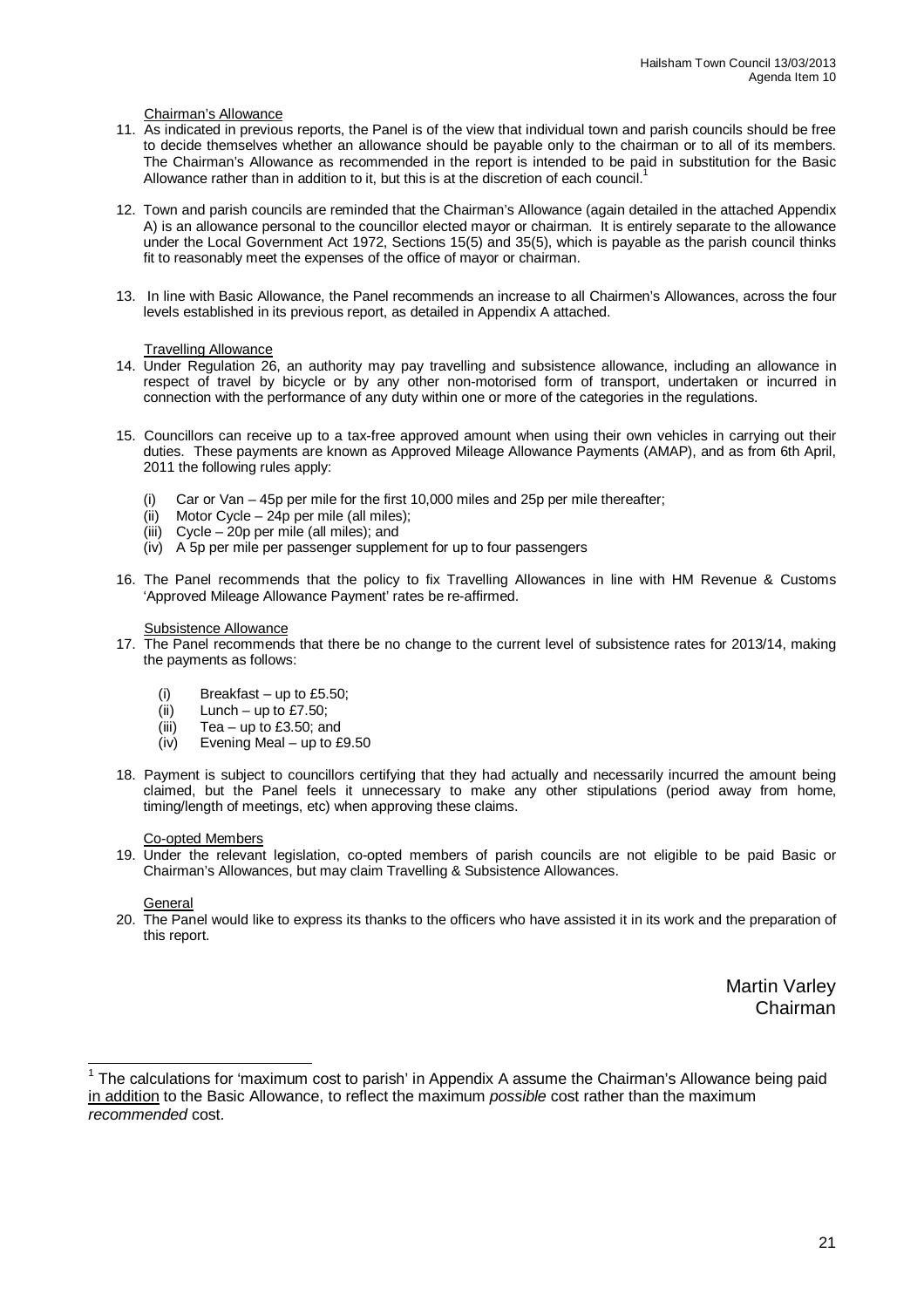Chairman's Allowance

11. As indicated in previous reports, the Panel is of the view that individual town and parish councils should be free to decide themselves whether an allowance should be payable only to the chairman or to all of its members. The Chairman's Allowance as recommended in the report is intended to be paid in substitution for the Basic Allowance rather than in addition to it, but this is at the discretion of each council.[1]

12. Town and parish councils are reminded that the Chairman's Allowance (again detailed in the attached Appendix A) is an allowance personal to the councillor elected mayor or chairman. It is entirely separate to the allowance under the Local Government Act 1972, Sections 15(5) and 35(5), which is payable as the parish council thinks fit to reasonably meet the expenses of the office of mayor or chairman.

13. In line with Basic Allowance, the Panel recommends an increase to all Chairmen's Allowances, across the four levels established in its previous report, as detailed in Appendix A attached.

Travelling Allowance

14. Under Regulation 26, an authority may pay travelling and subsistence allowance, including an allowance in respect of travel by bicycle or by any other non-motorised form of transport, undertaken or incurred in connection with the performance of any duty within one or more of the categories in the regulations.

15. Councillors can receive up to a tax-free approved amount when using their own vehicles in carrying out their duties. These payments are known as Approved Mileage Allowance Payments (AMAP), and as from 6th April, 2011 the following rules apply:

    (i) Car or Van – 45p per mile for the first 10,000 miles and 25p per mile thereafter;
    (ii) Motor Cycle – 24p per mile (all miles);
    (iii) Cycle – 20p per mile (all miles); and
    (iv) A 5p per mile per passenger supplement for up to four passengers

16. The Panel recommends that the policy to fix Travelling Allowances in line with HM Revenue & Customs 'Approved Mileage Allowance Payment' rates be re-affirmed.

Subsistence Allowance

17. The Panel recommends that there be no change to the current level of subsistence rates for 2013/14, making the payments as follows:

    (i) Breakfast – up to £5.50;
    (ii) Lunch – up to £7.50;
    (iii) Tea – up to £3.50; and
    (iv) Evening Meal – up to £9.50

18. Payment is subject to councillors certifying that they had actually and necessarily incurred the amount being claimed, but the Panel feels it unnecessary to make any other stipulations (period away from home, timing/length of meetings, etc) when approving these claims.

Co-opted Members

19. Under the relevant legislation, co-opted members of parish councils are not eligible to be paid Basic or Chairman's Allowances, but may claim Travelling & Subsistence Allowances.

General

20. The Panel would like to express its thanks to the officers who have assisted it in its work and the preparation of this report.

Martin Varley
Chairman

---

[1] The calculations for 'maximum cost to parish' in Appendix A assume the Chairman's Allowance being paid in addition to the Basic Allowance, to reflect the maximum *possible* cost rather than the maximum *recommended* cost.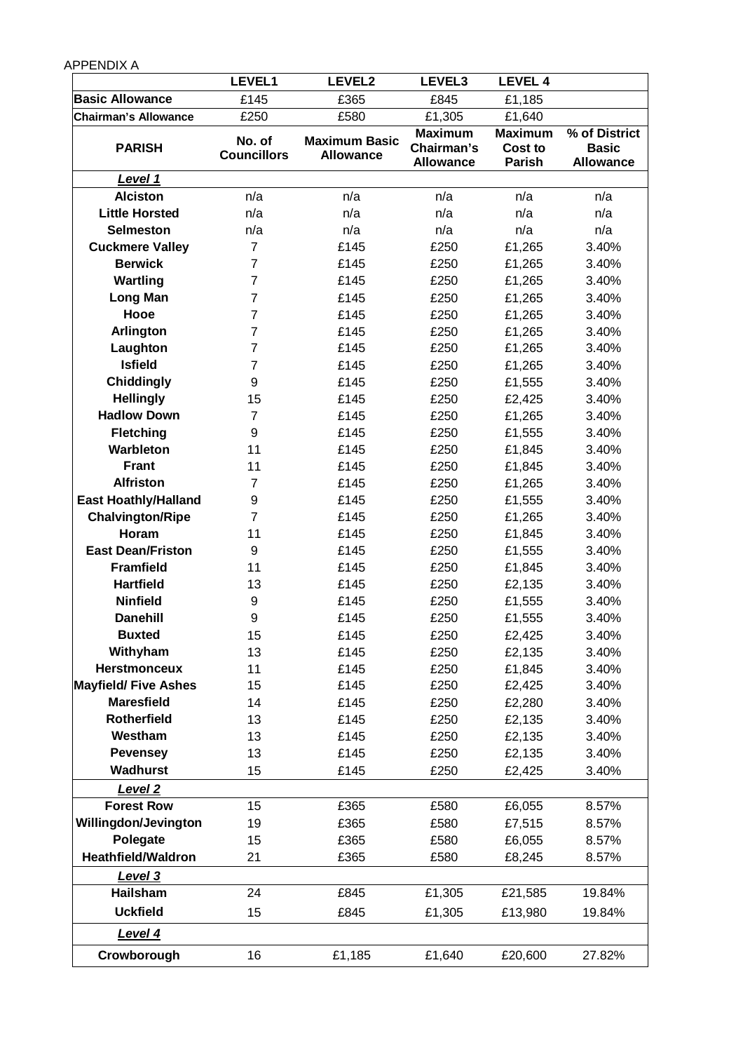APPENDIX A

| | LEVEL1 | LEVEL2 | LEVEL3 | LEVEL 4 | |
|---|---|---|---|---|---|
| **Basic Allowance** | £145 | £365 | £845 | £1,185 | |
| **Chairman's Allowance** | £250 | £580 | £1,305 | £1,640 | |
| **PARISH** | **No. of Councillors** | **Maximum Basic Allowance** | **Maximum Chairman's Allowance** | **Maximum Cost to Parish** | **% of District Basic Allowance** |
| ***Level 1*** | | | | | |
| **Alciston** | n/a | n/a | n/a | n/a | n/a |
| **Little Horsted** | n/a | n/a | n/a | n/a | n/a |
| **Selmeston** | n/a | n/a | n/a | n/a | n/a |
| **Cuckmere Valley** | 7 | £145 | £250 | £1,265 | 3.40% |
| **Berwick** | 7 | £145 | £250 | £1,265 | 3.40% |
| **Wartling** | 7 | £145 | £250 | £1,265 | 3.40% |
| **Long Man** | 7 | £145 | £250 | £1,265 | 3.40% |
| **Hooe** | 7 | £145 | £250 | £1,265 | 3.40% |
| **Arlington** | 7 | £145 | £250 | £1,265 | 3.40% |
| **Laughton** | 7 | £145 | £250 | £1,265 | 3.40% |
| **Isfield** | 7 | £145 | £250 | £1,265 | 3.40% |
| **Chiddingly** | 9 | £145 | £250 | £1,555 | 3.40% |
| **Hellingly** | 15 | £145 | £250 | £2,425 | 3.40% |
| **Hadlow Down** | 7 | £145 | £250 | £1,265 | 3.40% |
| **Fletching** | 9 | £145 | £250 | £1,555 | 3.40% |
| **Warbleton** | 11 | £145 | £250 | £1,845 | 3.40% |
| **Frant** | 11 | £145 | £250 | £1,845 | 3.40% |
| **Alfriston** | 7 | £145 | £250 | £1,265 | 3.40% |
| **East Hoathly/Halland** | 9 | £145 | £250 | £1,555 | 3.40% |
| **Chalvington/Ripe** | 7 | £145 | £250 | £1,265 | 3.40% |
| **Horam** | 11 | £145 | £250 | £1,845 | 3.40% |
| **East Dean/Friston** | 9 | £145 | £250 | £1,555 | 3.40% |
| **Framfield** | 11 | £145 | £250 | £1,845 | 3.40% |
| **Hartfield** | 13 | £145 | £250 | £2,135 | 3.40% |
| **Ninfield** | 9 | £145 | £250 | £1,555 | 3.40% |
| **Danehill** | 9 | £145 | £250 | £1,555 | 3.40% |
| **Buxted** | 15 | £145 | £250 | £2,425 | 3.40% |
| **Withyham** | 13 | £145 | £250 | £2,135 | 3.40% |
| **Herstmonceux** | 11 | £145 | £250 | £1,845 | 3.40% |
| **Mayfield/ Five Ashes** | 15 | £145 | £250 | £2,425 | 3.40% |
| **Maresfield** | 14 | £145 | £250 | £2,280 | 3.40% |
| **Rotherfield** | 13 | £145 | £250 | £2,135 | 3.40% |
| **Westham** | 13 | £145 | £250 | £2,135 | 3.40% |
| **Pevensey** | 13 | £145 | £250 | £2,135 | 3.40% |
| **Wadhurst** | 15 | £145 | £250 | £2,425 | 3.40% |
| ***Level 2*** | | | | | |
| **Forest Row** | 15 | £365 | £580 | £6,055 | 8.57% |
| **Willingdon/Jevington** | 19 | £365 | £580 | £7,515 | 8.57% |
| **Polegate** | 15 | £365 | £580 | £6,055 | 8.57% |
| **Heathfield/Waldron** | 21 | £365 | £580 | £8,245 | 8.57% |
| ***Level 3*** | | | | | |
| **Hailsham** | 24 | £845 | £1,305 | £21,585 | 19.84% |
| **Uckfield** | 15 | £845 | £1,305 | £13,980 | 19.84% |
| ***Level 4*** | | | | | |
| **Crowborough** | 16 | £1,185 | £1,640 | £20,600 | 27.82% |